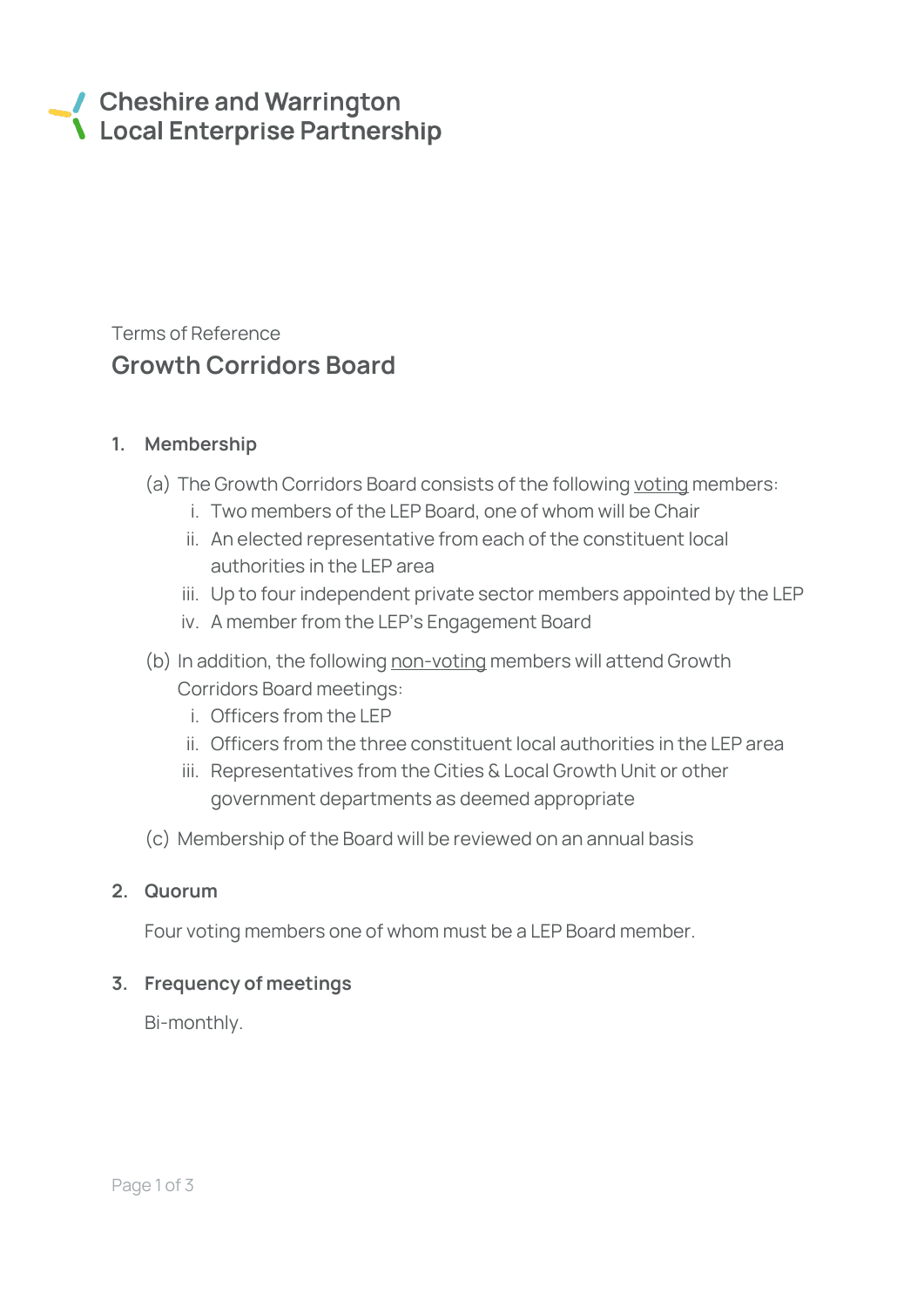Cheshire and Warrington
Local Enterprise Partnership

Terms of Reference

# Growth Corridors Board

## 1. Membership

(a) The Growth Corridors Board consists of the following <u>voting</u> members:

i. Two members of the LEP Board, one of whom will be Chair
ii. An elected representative from each of the constituent local authorities in the LEP area
iii. Up to four independent private sector members appointed by the LEP
iv. A member from the LEP's Engagement Board

(b) In addition, the following <u>non-voting</u> members will attend Growth Corridors Board meetings:

i. Officers from the LEP
ii. Officers from the three constituent local authorities in the LEP area
iii. Representatives from the Cities & Local Growth Unit or other government departments as deemed appropriate

(c) Membership of the Board will be reviewed on an annual basis

## 2. Quorum

Four voting members one of whom must be a LEP Board member.

## 3. Frequency of meetings

Bi-monthly.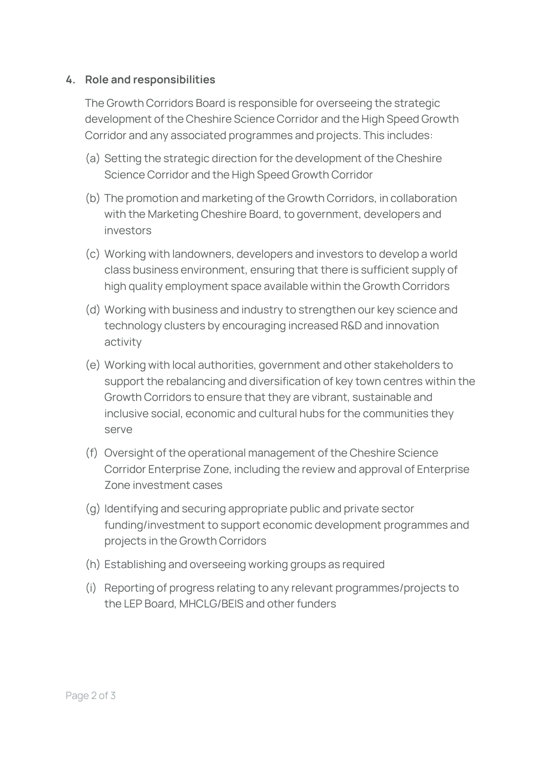## 4. Role and responsibilities

The Growth Corridors Board is responsible for overseeing the strategic development of the Cheshire Science Corridor and the High Speed Growth Corridor and any associated programmes and projects. This includes:

(a) Setting the strategic direction for the development of the Cheshire Science Corridor and the High Speed Growth Corridor

(b) The promotion and marketing of the Growth Corridors, in collaboration with the Marketing Cheshire Board, to government, developers and investors

(c) Working with landowners, developers and investors to develop a world class business environment, ensuring that there is sufficient supply of high quality employment space available within the Growth Corridors

(d) Working with business and industry to strengthen our key science and technology clusters by encouraging increased R&D and innovation activity

(e) Working with local authorities, government and other stakeholders to support the rebalancing and diversification of key town centres within the Growth Corridors to ensure that they are vibrant, sustainable and inclusive social, economic and cultural hubs for the communities they serve

(f) Oversight of the operational management of the Cheshire Science Corridor Enterprise Zone, including the review and approval of Enterprise Zone investment cases

(g) Identifying and securing appropriate public and private sector funding/investment to support economic development programmes and projects in the Growth Corridors

(h) Establishing and overseeing working groups as required

(i) Reporting of progress relating to any relevant programmes/projects to the LEP Board, MHCLG/BEIS and other funders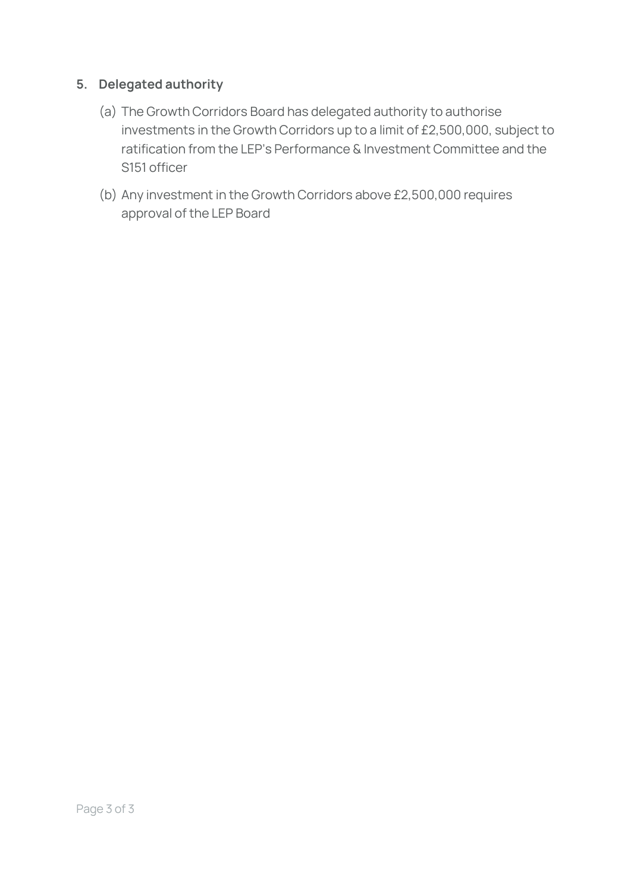## 5. Delegated authority

(a) The Growth Corridors Board has delegated authority to authorise investments in the Growth Corridors up to a limit of £2,500,000, subject to ratification from the LEP's Performance & Investment Committee and the S151 officer

(b) Any investment in the Growth Corridors above £2,500,000 requires approval of the LEP Board